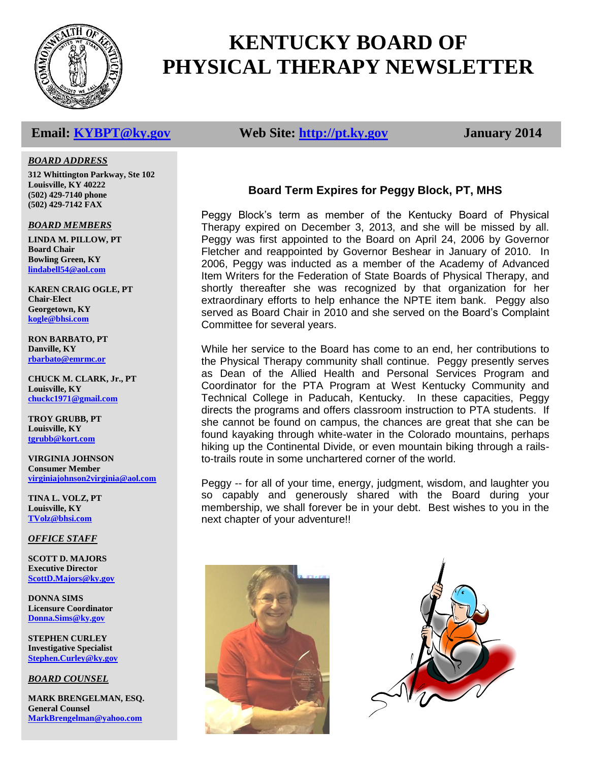# KENTUCKY BOARD OF PHYSICAL THERAPY NEWSLETTER

**Email: KYBPT@ky.gov** **Web Site: http://pt.ky.gov** **January 2014**

***BOARD ADDRESS***

**312 Whittington Parkway, Ste 102**
**Louisville, KY 40222**
**(502) 429-7140 phone**
**(502) 429-7142 FAX**

***BOARD MEMBERS***

**LINDA M. PILLOW, PT**
**Board Chair**
**Bowling Green, KY**
**lindabell54@aol.com**

**KAREN CRAIG OGLE, PT**
**Chair-Elect**
**Georgetown, KY**
**kogle@bhsi.com**

**RON BARBATO, PT**
**Danville, KY**
**rbarbato@emrmc.or**

**CHUCK M. CLARK, Jr., PT**
**Louisville, KY**
**chuckc1971@gmail.com**

**TROY GRUBB, PT**
**Louisville, KY**
**tgrubb@kort.com**

**VIRGINIA JOHNSON**
**Consumer Member**
**virginiajohnson2virginia@aol.com**

**TINA L. VOLZ, PT**
**Louisville, KY**
**TVolz@bhsi.com**

***OFFICE STAFF***

**SCOTT D. MAJORS**
**Executive Director**
**ScottD.Majors@ky.gov**

**DONNA SIMS**
**Licensure Coordinator**
**Donna.Sims@ky.gov**

**STEPHEN CURLEY**
**Investigative Specialist**
**Stephen.Curley@ky.gov**

***BOARD COUNSEL***

**MARK BRENGELMAN, ESQ.**
**General Counsel**
**MarkBrengelman@yahoo.com**

## Board Term Expires for Peggy Block, PT, MHS

Peggy Block's term as member of the Kentucky Board of Physical Therapy expired on December 3, 2013, and she will be missed by all. Peggy was first appointed to the Board on April 24, 2006 by Governor Fletcher and reappointed by Governor Beshear in January of 2010. In 2006, Peggy was inducted as a member of the Academy of Advanced Item Writers for the Federation of State Boards of Physical Therapy, and shortly thereafter she was recognized by that organization for her extraordinary efforts to help enhance the NPTE item bank. Peggy also served as Board Chair in 2010 and she served on the Board's Complaint Committee for several years.

While her service to the Board has come to an end, her contributions to the Physical Therapy community shall continue. Peggy presently serves as Dean of the Allied Health and Personal Services Program and Coordinator for the PTA Program at West Kentucky Community and Technical College in Paducah, Kentucky. In these capacities, Peggy directs the programs and offers classroom instruction to PTA students. If she cannot be found on campus, the chances are great that she can be found kayaking through white-water in the Colorado mountains, perhaps hiking up the Continental Divide, or even mountain biking through a rails-to-trails route in some unchartered corner of the world.

Peggy -- for all of your time, energy, judgment, wisdom, and laughter you so capably and generously shared with the Board during your membership, we shall forever be in your debt. Best wishes to you in the next chapter of your adventure!!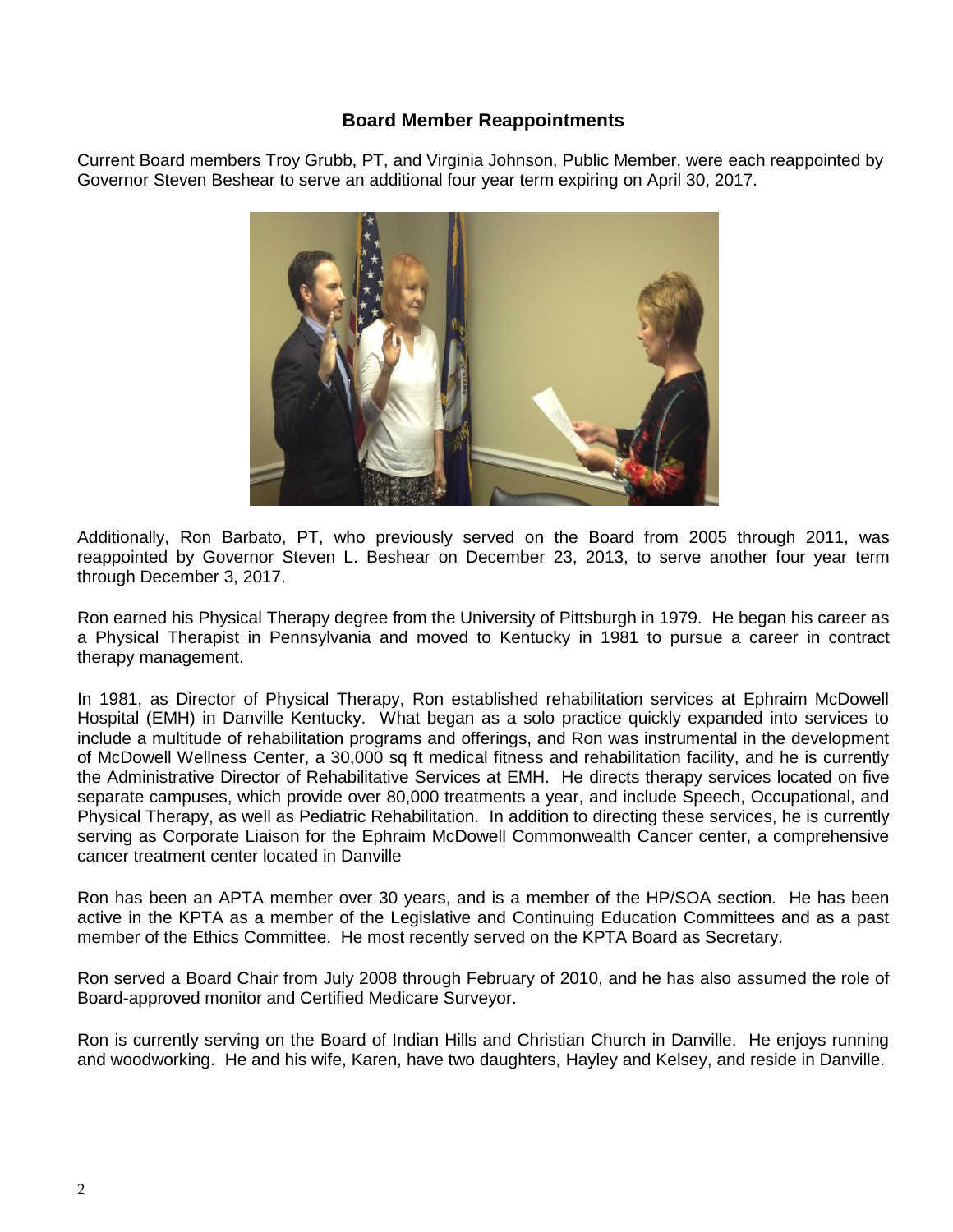## Board Member Reappointments

Current Board members Troy Grubb, PT, and Virginia Johnson, Public Member, were each reappointed by Governor Steven Beshear to serve an additional four year term expiring on April 30, 2017.

Additionally, Ron Barbato, PT, who previously served on the Board from 2005 through 2011, was reappointed by Governor Steven L. Beshear on December 23, 2013, to serve another four year term through December 3, 2017.

Ron earned his Physical Therapy degree from the University of Pittsburgh in 1979. He began his career as a Physical Therapist in Pennsylvania and moved to Kentucky in 1981 to pursue a career in contract therapy management.

In 1981, as Director of Physical Therapy, Ron established rehabilitation services at Ephraim McDowell Hospital (EMH) in Danville Kentucky. What began as a solo practice quickly expanded into services to include a multitude of rehabilitation programs and offerings, and Ron was instrumental in the development of McDowell Wellness Center, a 30,000 sq ft medical fitness and rehabilitation facility, and he is currently the Administrative Director of Rehabilitative Services at EMH. He directs therapy services located on five separate campuses, which provide over 80,000 treatments a year, and include Speech, Occupational, and Physical Therapy, as well as Pediatric Rehabilitation. In addition to directing these services, he is currently serving as Corporate Liaison for the Ephraim McDowell Commonwealth Cancer center, a comprehensive cancer treatment center located in Danville

Ron has been an APTA member over 30 years, and is a member of the HP/SOA section. He has been active in the KPTA as a member of the Legislative and Continuing Education Committees and as a past member of the Ethics Committee. He most recently served on the KPTA Board as Secretary.

Ron served a Board Chair from July 2008 through February of 2010, and he has also assumed the role of Board-approved monitor and Certified Medicare Surveyor.

Ron is currently serving on the Board of Indian Hills and Christian Church in Danville. He enjoys running and woodworking. He and his wife, Karen, have two daughters, Hayley and Kelsey, and reside in Danville.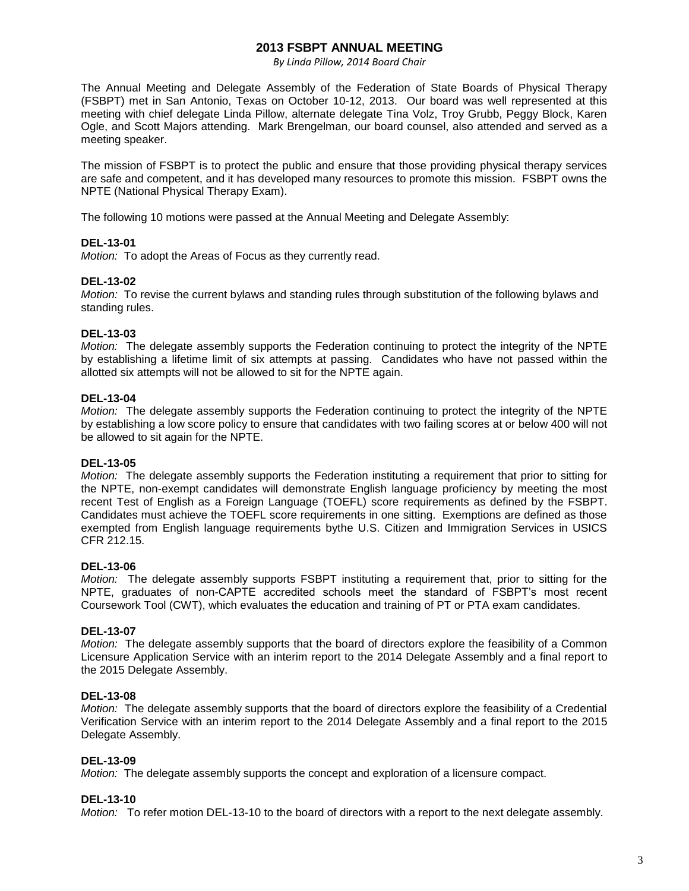## 2013 FSBPT ANNUAL MEETING

*By Linda Pillow, 2014 Board Chair*

The Annual Meeting and Delegate Assembly of the Federation of State Boards of Physical Therapy (FSBPT) met in San Antonio, Texas on October 10-12, 2013. Our board was well represented at this meeting with chief delegate Linda Pillow, alternate delegate Tina Volz, Troy Grubb, Peggy Block, Karen Ogle, and Scott Majors attending. Mark Brengelman, our board counsel, also attended and served as a meeting speaker.

The mission of FSBPT is to protect the public and ensure that those providing physical therapy services are safe and competent, and it has developed many resources to promote this mission. FSBPT owns the NPTE (National Physical Therapy Exam).

The following 10 motions were passed at the Annual Meeting and Delegate Assembly:

**DEL-13-01**
*Motion:* To adopt the Areas of Focus as they currently read.

**DEL-13-02**
*Motion:* To revise the current bylaws and standing rules through substitution of the following bylaws and standing rules.

**DEL-13-03**
*Motion:* The delegate assembly supports the Federation continuing to protect the integrity of the NPTE by establishing a lifetime limit of six attempts at passing. Candidates who have not passed within the allotted six attempts will not be allowed to sit for the NPTE again.

**DEL-13-04**
*Motion:* The delegate assembly supports the Federation continuing to protect the integrity of the NPTE by establishing a low score policy to ensure that candidates with two failing scores at or below 400 will not be allowed to sit again for the NPTE.

**DEL-13-05**
*Motion:* The delegate assembly supports the Federation instituting a requirement that prior to sitting for the NPTE, non-exempt candidates will demonstrate English language proficiency by meeting the most recent Test of English as a Foreign Language (TOEFL) score requirements as defined by the FSBPT. Candidates must achieve the TOEFL score requirements in one sitting. Exemptions are defined as those exempted from English language requirements bythe U.S. Citizen and Immigration Services in USICS CFR 212.15.

**DEL-13-06**
*Motion:* The delegate assembly supports FSBPT instituting a requirement that, prior to sitting for the NPTE, graduates of non-CAPTE accredited schools meet the standard of FSBPT's most recent Coursework Tool (CWT), which evaluates the education and training of PT or PTA exam candidates.

**DEL-13-07**
*Motion:* The delegate assembly supports that the board of directors explore the feasibility of a Common Licensure Application Service with an interim report to the 2014 Delegate Assembly and a final report to the 2015 Delegate Assembly.

**DEL-13-08**
*Motion:* The delegate assembly supports that the board of directors explore the feasibility of a Credential Verification Service with an interim report to the 2014 Delegate Assembly and a final report to the 2015 Delegate Assembly.

**DEL-13-09**
*Motion:* The delegate assembly supports the concept and exploration of a licensure compact.

**DEL-13-10**
*Motion:* To refer motion DEL-13-10 to the board of directors with a report to the next delegate assembly.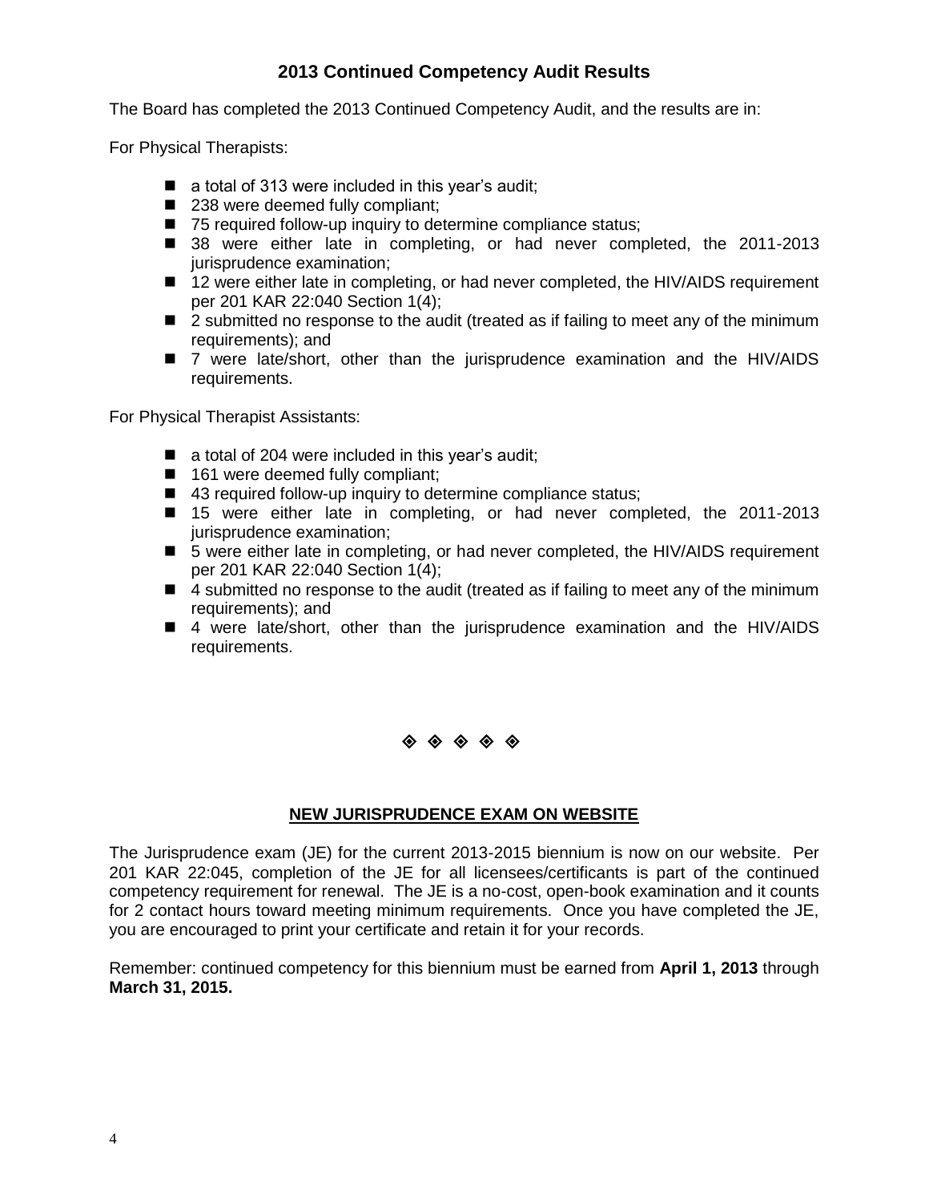## 2013 Continued Competency Audit Results

The Board has completed the 2013 Continued Competency Audit, and the results are in:

For Physical Therapists:

- a total of 313 were included in this year's audit;
- 238 were deemed fully compliant;
- 75 required follow-up inquiry to determine compliance status;
- 38 were either late in completing, or had never completed, the 2011-2013 jurisprudence examination;
- 12 were either late in completing, or had never completed, the HIV/AIDS requirement per 201 KAR 22:040 Section 1(4);
- 2 submitted no response to the audit (treated as if failing to meet any of the minimum requirements); and
- 7 were late/short, other than the jurisprudence examination and the HIV/AIDS requirements.

For Physical Therapist Assistants:

- a total of 204 were included in this year's audit;
- 161 were deemed fully compliant;
- 43 required follow-up inquiry to determine compliance status;
- 15 were either late in completing, or had never completed, the 2011-2013 jurisprudence examination;
- 5 were either late in completing, or had never completed, the HIV/AIDS requirement per 201 KAR 22:040 Section 1(4);
- 4 submitted no response to the audit (treated as if failing to meet any of the minimum requirements); and
- 4 were late/short, other than the jurisprudence examination and the HIV/AIDS requirements.

◈ ◈ ◈ ◈ ◈

## NEW JURISPRUDENCE EXAM ON WEBSITE

The Jurisprudence exam (JE) for the current 2013-2015 biennium is now on our website. Per 201 KAR 22:045, completion of the JE for all licensees/certificants is part of the continued competency requirement for renewal. The JE is a no-cost, open-book examination and it counts for 2 contact hours toward meeting minimum requirements. Once you have completed the JE, you are encouraged to print your certificate and retain it for your records.

Remember: continued competency for this biennium must be earned from **April 1, 2013** through **March 31, 2015.**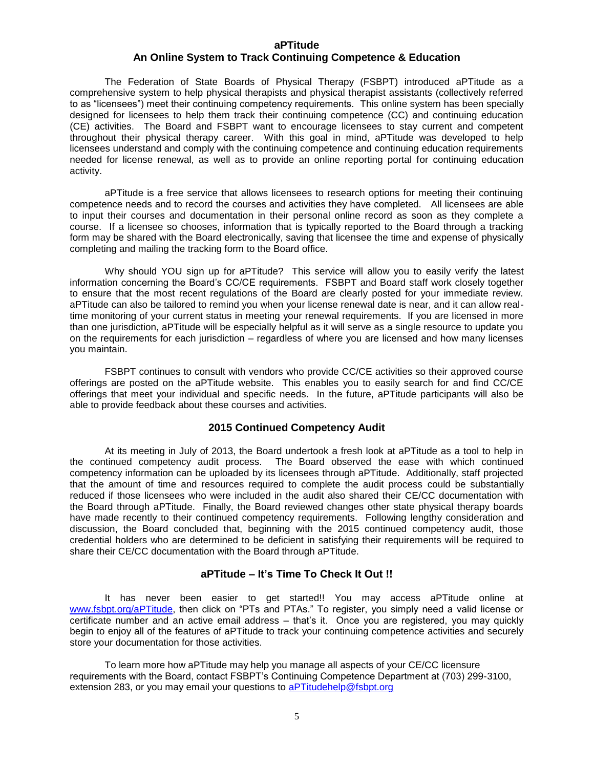## aPTitude
## An Online System to Track Continuing Competence & Education

The Federation of State Boards of Physical Therapy (FSBPT) introduced aPTitude as a comprehensive system to help physical therapists and physical therapist assistants (collectively referred to as "licensees") meet their continuing competency requirements. This online system has been specially designed for licensees to help them track their continuing competence (CC) and continuing education (CE) activities. The Board and FSBPT want to encourage licensees to stay current and competent throughout their physical therapy career. With this goal in mind, aPTitude was developed to help licensees understand and comply with the continuing competence and continuing education requirements needed for license renewal, as well as to provide an online reporting portal for continuing education activity.

aPTitude is a free service that allows licensees to research options for meeting their continuing competence needs and to record the courses and activities they have completed. All licensees are able to input their courses and documentation in their personal online record as soon as they complete a course. If a licensee so chooses, information that is typically reported to the Board through a tracking form may be shared with the Board electronically, saving that licensee the time and expense of physically completing and mailing the tracking form to the Board office.

Why should YOU sign up for aPTitude? This service will allow you to easily verify the latest information concerning the Board's CC/CE requirements. FSBPT and Board staff work closely together to ensure that the most recent regulations of the Board are clearly posted for your immediate review. aPTitude can also be tailored to remind you when your license renewal date is near, and it can allow real-time monitoring of your current status in meeting your renewal requirements. If you are licensed in more than one jurisdiction, aPTitude will be especially helpful as it will serve as a single resource to update you on the requirements for each jurisdiction – regardless of where you are licensed and how many licenses you maintain.

FSBPT continues to consult with vendors who provide CC/CE activities so their approved course offerings are posted on the aPTitude website. This enables you to easily search for and find CC/CE offerings that meet your individual and specific needs. In the future, aPTitude participants will also be able to provide feedback about these courses and activities.

### 2015 Continued Competency Audit

At its meeting in July of 2013, the Board undertook a fresh look at aPTitude as a tool to help in the continued competency audit process. The Board observed the ease with which continued competency information can be uploaded by its licensees through aPTitude. Additionally, staff projected that the amount of time and resources required to complete the audit process could be substantially reduced if those licensees who were included in the audit also shared their CE/CC documentation with the Board through aPTitude. Finally, the Board reviewed changes other state physical therapy boards have made recently to their continued competency requirements. Following lengthy consideration and discussion, the Board concluded that, beginning with the 2015 continued competency audit, those credential holders who are determined to be deficient in satisfying their requirements will be required to share their CE/CC documentation with the Board through aPTitude.

### aPTitude – It's Time To Check It Out !!

It has never been easier to get started!! You may access aPTitude online at [www.fsbpt.org/aPTitude](http://www.fsbpt.org/aPTitude), then click on "PTs and PTAs." To register, you simply need a valid license or certificate number and an active email address – that's it. Once you are registered, you may quickly begin to enjoy all of the features of aPTitude to track your continuing competence activities and securely store your documentation for those activities.

To learn more how aPTitude may help you manage all aspects of your CE/CC licensure requirements with the Board, contact FSBPT's Continuing Competence Department at (703) 299-3100, extension 283, or you may email your questions to [aPTitudehelp@fsbpt.org](mailto:aPTitudehelp@fsbpt.org)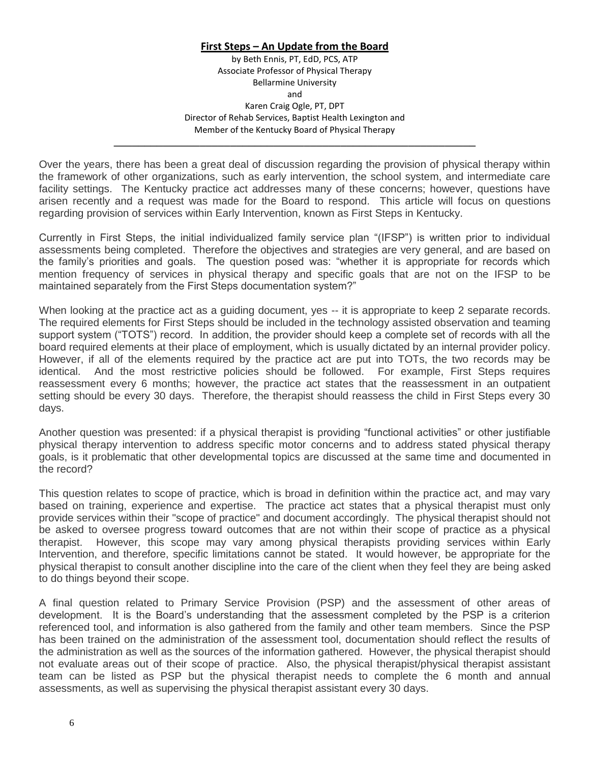## First Steps – An Update from the Board

by Beth Ennis, PT, EdD, PCS, ATP
Associate Professor of Physical Therapy
Bellarmine University
and
Karen Craig Ogle, PT, DPT
Director of Rehab Services, Baptist Health Lexington and
Member of the Kentucky Board of Physical Therapy

---

Over the years, there has been a great deal of discussion regarding the provision of physical therapy within the framework of other organizations, such as early intervention, the school system, and intermediate care facility settings. The Kentucky practice act addresses many of these concerns; however, questions have arisen recently and a request was made for the Board to respond. This article will focus on questions regarding provision of services within Early Intervention, known as First Steps in Kentucky.

Currently in First Steps, the initial individualized family service plan "(IFSP") is written prior to individual assessments being completed. Therefore the objectives and strategies are very general, and are based on the family's priorities and goals. The question posed was: "whether it is appropriate for records which mention frequency of services in physical therapy and specific goals that are not on the IFSP to be maintained separately from the First Steps documentation system?"

When looking at the practice act as a guiding document, yes -- it is appropriate to keep 2 separate records. The required elements for First Steps should be included in the technology assisted observation and teaming support system ("TOTS") record. In addition, the provider should keep a complete set of records with all the board required elements at their place of employment, which is usually dictated by an internal provider policy. However, if all of the elements required by the practice act are put into TOTs, the two records may be identical. And the most restrictive policies should be followed. For example, First Steps requires reassessment every 6 months; however, the practice act states that the reassessment in an outpatient setting should be every 30 days. Therefore, the therapist should reassess the child in First Steps every 30 days.

Another question was presented: if a physical therapist is providing "functional activities" or other justifiable physical therapy intervention to address specific motor concerns and to address stated physical therapy goals, is it problematic that other developmental topics are discussed at the same time and documented in the record?

This question relates to scope of practice, which is broad in definition within the practice act, and may vary based on training, experience and expertise. The practice act states that a physical therapist must only provide services within their "scope of practice" and document accordingly. The physical therapist should not be asked to oversee progress toward outcomes that are not within their scope of practice as a physical therapist. However, this scope may vary among physical therapists providing services within Early Intervention, and therefore, specific limitations cannot be stated. It would however, be appropriate for the physical therapist to consult another discipline into the care of the client when they feel they are being asked to do things beyond their scope.

A final question related to Primary Service Provision (PSP) and the assessment of other areas of development. It is the Board's understanding that the assessment completed by the PSP is a criterion referenced tool, and information is also gathered from the family and other team members. Since the PSP has been trained on the administration of the assessment tool, documentation should reflect the results of the administration as well as the sources of the information gathered. However, the physical therapist should not evaluate areas out of their scope of practice. Also, the physical therapist/physical therapist assistant team can be listed as PSP but the physical therapist needs to complete the 6 month and annual assessments, as well as supervising the physical therapist assistant every 30 days.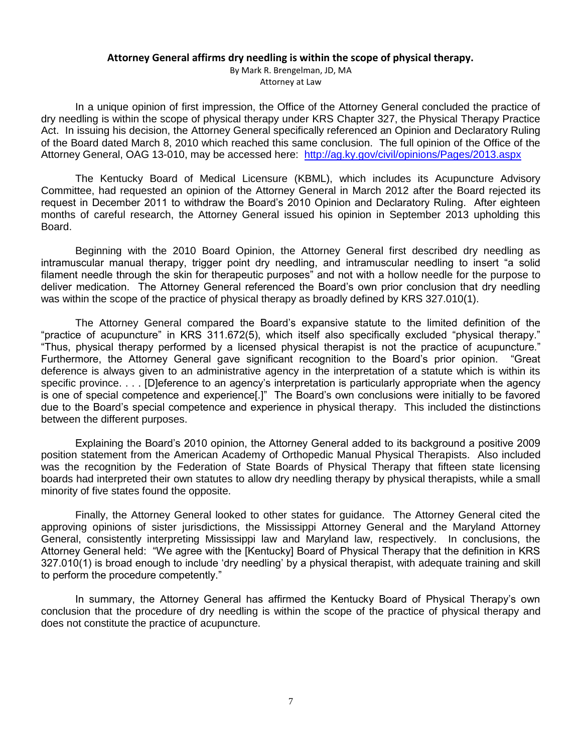## Attorney General affirms dry needling is within the scope of physical therapy.

By Mark R. Brengelman, JD, MA
Attorney at Law

In a unique opinion of first impression, the Office of the Attorney General concluded the practice of dry needling is within the scope of physical therapy under KRS Chapter 327, the Physical Therapy Practice Act. In issuing his decision, the Attorney General specifically referenced an Opinion and Declaratory Ruling of the Board dated March 8, 2010 which reached this same conclusion. The full opinion of the Office of the Attorney General, OAG 13-010, may be accessed here: http://ag.ky.gov/civil/opinions/Pages/2013.aspx

The Kentucky Board of Medical Licensure (KBML), which includes its Acupuncture Advisory Committee, had requested an opinion of the Attorney General in March 2012 after the Board rejected its request in December 2011 to withdraw the Board's 2010 Opinion and Declaratory Ruling. After eighteen months of careful research, the Attorney General issued his opinion in September 2013 upholding this Board.

Beginning with the 2010 Board Opinion, the Attorney General first described dry needling as intramuscular manual therapy, trigger point dry needling, and intramuscular needling to insert "a solid filament needle through the skin for therapeutic purposes" and not with a hollow needle for the purpose to deliver medication. The Attorney General referenced the Board's own prior conclusion that dry needling was within the scope of the practice of physical therapy as broadly defined by KRS 327.010(1).

The Attorney General compared the Board's expansive statute to the limited definition of the "practice of acupuncture" in KRS 311.672(5), which itself also specifically excluded "physical therapy." "Thus, physical therapy performed by a licensed physical therapist is not the practice of acupuncture." Furthermore, the Attorney General gave significant recognition to the Board's prior opinion. "Great deference is always given to an administrative agency in the interpretation of a statute which is within its specific province. . . . [D]eference to an agency's interpretation is particularly appropriate when the agency is one of special competence and experience[.]" The Board's own conclusions were initially to be favored due to the Board's special competence and experience in physical therapy. This included the distinctions between the different purposes.

Explaining the Board's 2010 opinion, the Attorney General added to its background a positive 2009 position statement from the American Academy of Orthopedic Manual Physical Therapists. Also included was the recognition by the Federation of State Boards of Physical Therapy that fifteen state licensing boards had interpreted their own statutes to allow dry needling therapy by physical therapists, while a small minority of five states found the opposite.

Finally, the Attorney General looked to other states for guidance. The Attorney General cited the approving opinions of sister jurisdictions, the Mississippi Attorney General and the Maryland Attorney General, consistently interpreting Mississippi law and Maryland law, respectively. In conclusions, the Attorney General held: "We agree with the [Kentucky] Board of Physical Therapy that the definition in KRS 327.010(1) is broad enough to include 'dry needling' by a physical therapist, with adequate training and skill to perform the procedure competently."

In summary, the Attorney General has affirmed the Kentucky Board of Physical Therapy's own conclusion that the procedure of dry needling is within the scope of the practice of physical therapy and does not constitute the practice of acupuncture.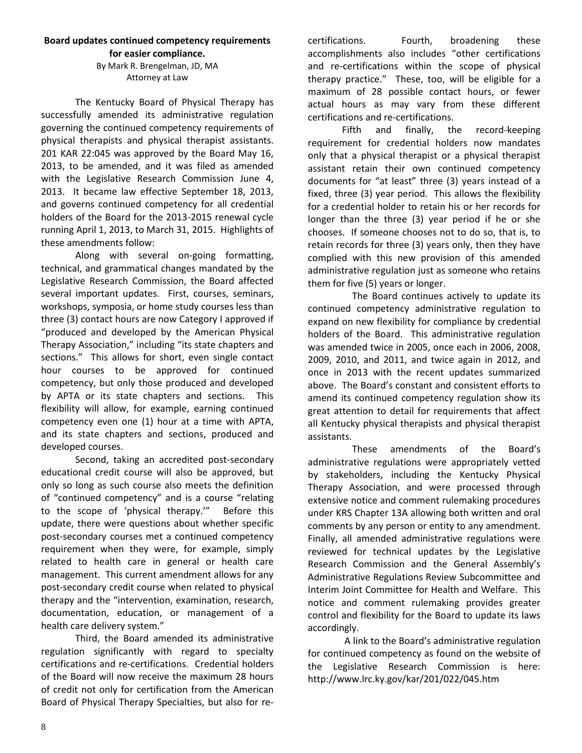## Board updates continued competency requirements for easier compliance.

By Mark R. Brengelman, JD, MA
Attorney at Law

The Kentucky Board of Physical Therapy has successfully amended its administrative regulation governing the continued competency requirements of physical therapists and physical therapist assistants. 201 KAR 22:045 was approved by the Board May 16, 2013, to be amended, and it was filed as amended with the Legislative Research Commission June 4, 2013. It became law effective September 18, 2013, and governs continued competency for all credential holders of the Board for the 2013-2015 renewal cycle running April 1, 2013, to March 31, 2015. Highlights of these amendments follow:

Along with several on-going formatting, technical, and grammatical changes mandated by the Legislative Research Commission, the Board affected several important updates. First, courses, seminars, workshops, symposia, or home study courses less than three (3) contact hours are now Category I approved if "produced and developed by the American Physical Therapy Association," including "its state chapters and sections." This allows for short, even single contact hour courses to be approved for continued competency, but only those produced and developed by APTA or its state chapters and sections. This flexibility will allow, for example, earning continued competency even one (1) hour at a time with APTA, and its state chapters and sections, produced and developed courses.

Second, taking an accredited post-secondary educational credit course will also be approved, but only so long as such course also meets the definition of "continued competency" and is a course "relating to the scope of 'physical therapy.'" Before this update, there were questions about whether specific post-secondary courses met a continued competency requirement when they were, for example, simply related to health care in general or health care management. This current amendment allows for any post-secondary credit course when related to physical therapy and the "intervention, examination, research, documentation, education, or management of a health care delivery system."

Third, the Board amended its administrative regulation significantly with regard to specialty certifications and re-certifications. Credential holders of the Board will now receive the maximum 28 hours of credit not only for certification from the American Board of Physical Therapy Specialties, but also for re-certifications. Fourth, broadening these accomplishments also includes "other certifications and re-certifications within the scope of physical therapy practice." These, too, will be eligible for a maximum of 28 possible contact hours, or fewer actual hours as may vary from these different certifications and re-certifications.

Fifth and finally, the record-keeping requirement for credential holders now mandates only that a physical therapist or a physical therapist assistant retain their own continued competency documents for "at least" three (3) years instead of a fixed, three (3) year period. This allows the flexibility for a credential holder to retain his or her records for longer than the three (3) year period if he or she chooses. If someone chooses not to do so, that is, to retain records for three (3) years only, then they have complied with this new provision of this amended administrative regulation just as someone who retains them for five (5) years or longer.

The Board continues actively to update its continued competency administrative regulation to expand on new flexibility for compliance by credential holders of the Board. This administrative regulation was amended twice in 2005, once each in 2006, 2008, 2009, 2010, and 2011, and twice again in 2012, and once in 2013 with the recent updates summarized above. The Board's constant and consistent efforts to amend its continued competency regulation show its great attention to detail for requirements that affect all Kentucky physical therapists and physical therapist assistants.

These amendments of the Board's administrative regulations were appropriately vetted by stakeholders, including the Kentucky Physical Therapy Association, and were processed through extensive notice and comment rulemaking procedures under KRS Chapter 13A allowing both written and oral comments by any person or entity to any amendment. Finally, all amended administrative regulations were reviewed for technical updates by the Legislative Research Commission and the General Assembly's Administrative Regulations Review Subcommittee and Interim Joint Committee for Health and Welfare. This notice and comment rulemaking provides greater control and flexibility for the Board to update its laws accordingly.

A link to the Board's administrative regulation for continued competency as found on the website of the Legislative Research Commission is here: http://www.lrc.ky.gov/kar/201/022/045.htm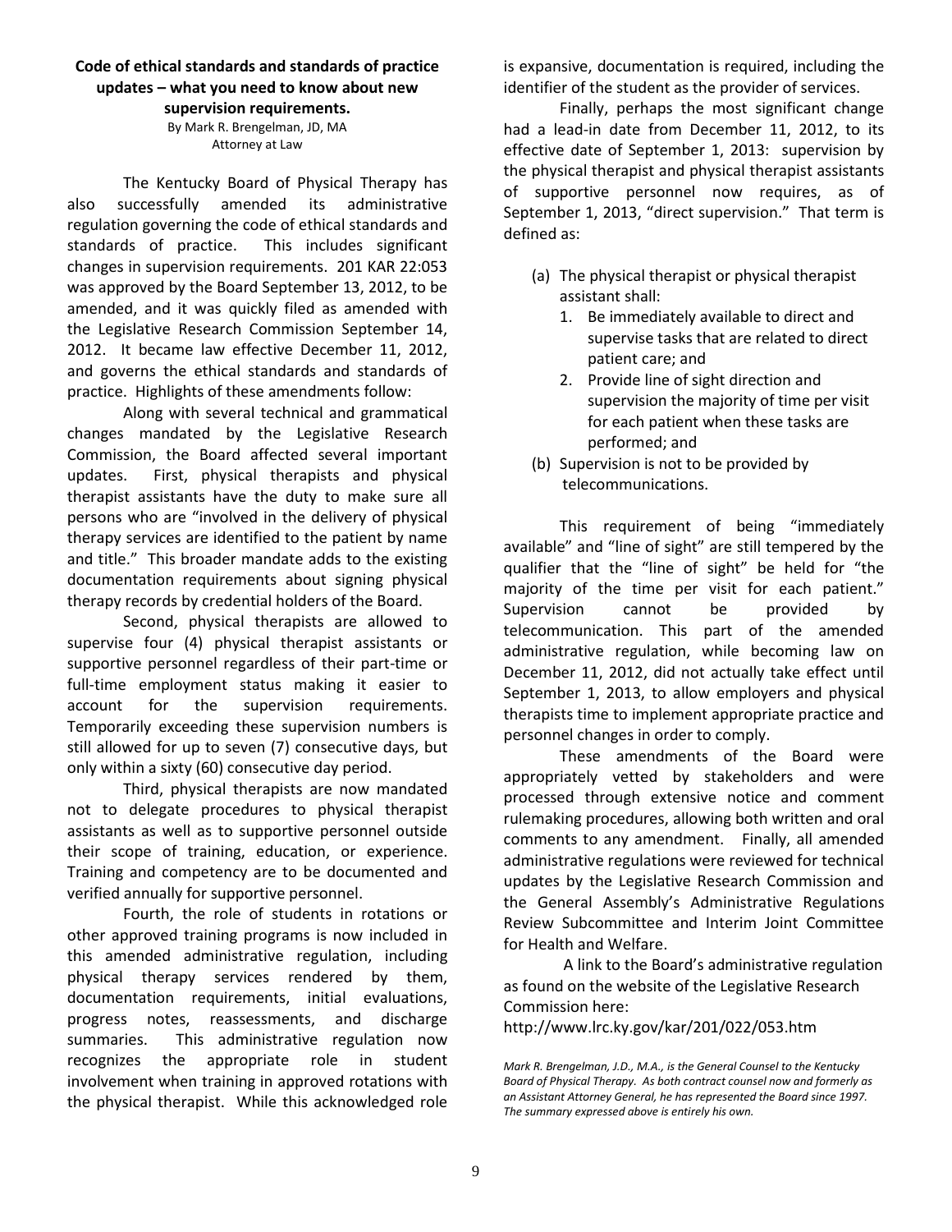## Code of ethical standards and standards of practice updates – what you need to know about new supervision requirements.

By Mark R. Brengelman, JD, MA
Attorney at Law

The Kentucky Board of Physical Therapy has also successfully amended its administrative regulation governing the code of ethical standards and standards of practice. This includes significant changes in supervision requirements. 201 KAR 22:053 was approved by the Board September 13, 2012, to be amended, and it was quickly filed as amended with the Legislative Research Commission September 14, 2012. It became law effective December 11, 2012, and governs the ethical standards and standards of practice. Highlights of these amendments follow:

Along with several technical and grammatical changes mandated by the Legislative Research Commission, the Board affected several important updates. First, physical therapists and physical therapist assistants have the duty to make sure all persons who are "involved in the delivery of physical therapy services are identified to the patient by name and title." This broader mandate adds to the existing documentation requirements about signing physical therapy records by credential holders of the Board.

Second, physical therapists are allowed to supervise four (4) physical therapist assistants or supportive personnel regardless of their part-time or full-time employment status making it easier to account for the supervision requirements. Temporarily exceeding these supervision numbers is still allowed for up to seven (7) consecutive days, but only within a sixty (60) consecutive day period.

Third, physical therapists are now mandated not to delegate procedures to physical therapist assistants as well as to supportive personnel outside their scope of training, education, or experience. Training and competency are to be documented and verified annually for supportive personnel.

Fourth, the role of students in rotations or other approved training programs is now included in this amended administrative regulation, including physical therapy services rendered by them, documentation requirements, initial evaluations, progress notes, reassessments, and discharge summaries. This administrative regulation now recognizes the appropriate role in student involvement when training in approved rotations with the physical therapist. While this acknowledged role is expansive, documentation is required, including the identifier of the student as the provider of services.

Finally, perhaps the most significant change had a lead-in date from December 11, 2012, to its effective date of September 1, 2013: supervision by the physical therapist and physical therapist assistants of supportive personnel now requires, as of September 1, 2013, "direct supervision." That term is defined as:

(a) The physical therapist or physical therapist assistant shall:
   1. Be immediately available to direct and supervise tasks that are related to direct patient care; and
   2. Provide line of sight direction and supervision the majority of time per visit for each patient when these tasks are performed; and

(b) Supervision is not to be provided by telecommunications.

This requirement of being "immediately available" and "line of sight" are still tempered by the qualifier that the "line of sight" be held for "the majority of the time per visit for each patient." Supervision cannot be provided by telecommunication. This part of the amended administrative regulation, while becoming law on December 11, 2012, did not actually take effect until September 1, 2013, to allow employers and physical therapists time to implement appropriate practice and personnel changes in order to comply.

These amendments of the Board were appropriately vetted by stakeholders and were processed through extensive notice and comment rulemaking procedures, allowing both written and oral comments to any amendment. Finally, all amended administrative regulations were reviewed for technical updates by the Legislative Research Commission and the General Assembly's Administrative Regulations Review Subcommittee and Interim Joint Committee for Health and Welfare.

A link to the Board's administrative regulation as found on the website of the Legislative Research Commission here:
http://www.lrc.ky.gov/kar/201/022/053.htm

*Mark R. Brengelman, J.D., M.A., is the General Counsel to the Kentucky Board of Physical Therapy. As both contract counsel now and formerly as an Assistant Attorney General, he has represented the Board since 1997. The summary expressed above is entirely his own.*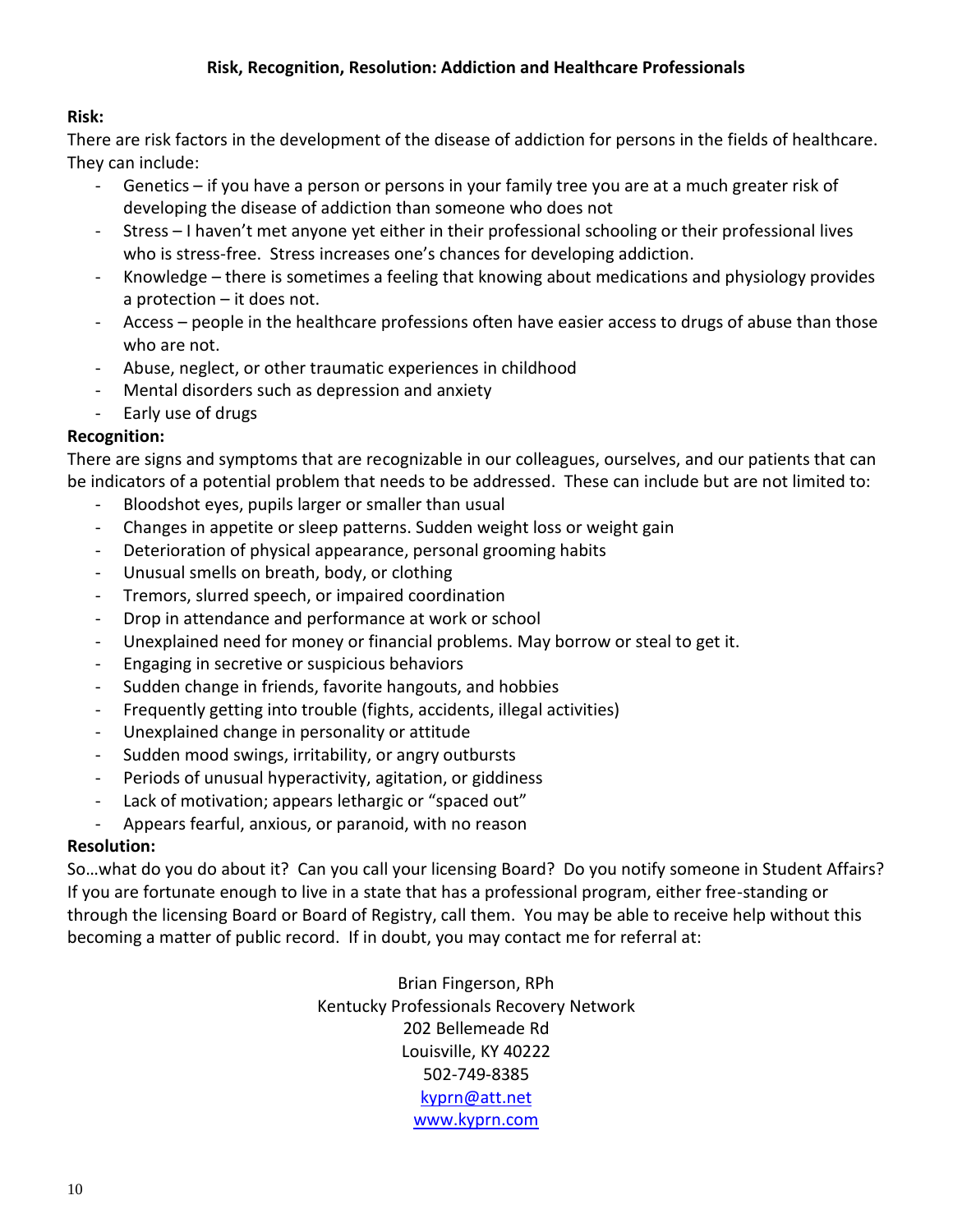## Risk, Recognition, Resolution: Addiction and Healthcare Professionals

**Risk:**

There are risk factors in the development of the disease of addiction for persons in the fields of healthcare. They can include:

- Genetics – if you have a person or persons in your family tree you are at a much greater risk of developing the disease of addiction than someone who does not
- Stress – I haven't met anyone yet either in their professional schooling or their professional lives who is stress-free. Stress increases one's chances for developing addiction.
- Knowledge – there is sometimes a feeling that knowing about medications and physiology provides a protection – it does not.
- Access – people in the healthcare professions often have easier access to drugs of abuse than those who are not.
- Abuse, neglect, or other traumatic experiences in childhood
- Mental disorders such as depression and anxiety
- Early use of drugs

**Recognition:**

There are signs and symptoms that are recognizable in our colleagues, ourselves, and our patients that can be indicators of a potential problem that needs to be addressed. These can include but are not limited to:

- Bloodshot eyes, pupils larger or smaller than usual
- Changes in appetite or sleep patterns. Sudden weight loss or weight gain
- Deterioration of physical appearance, personal grooming habits
- Unusual smells on breath, body, or clothing
- Tremors, slurred speech, or impaired coordination
- Drop in attendance and performance at work or school
- Unexplained need for money or financial problems. May borrow or steal to get it.
- Engaging in secretive or suspicious behaviors
- Sudden change in friends, favorite hangouts, and hobbies
- Frequently getting into trouble (fights, accidents, illegal activities)
- Unexplained change in personality or attitude
- Sudden mood swings, irritability, or angry outbursts
- Periods of unusual hyperactivity, agitation, or giddiness
- Lack of motivation; appears lethargic or "spaced out"
- Appears fearful, anxious, or paranoid, with no reason

**Resolution:**

So…what do you do about it? Can you call your licensing Board? Do you notify someone in Student Affairs? If you are fortunate enough to live in a state that has a professional program, either free-standing or through the licensing Board or Board of Registry, call them. You may be able to receive help without this becoming a matter of public record. If in doubt, you may contact me for referral at:

Brian Fingerson, RPh
Kentucky Professionals Recovery Network
202 Bellemeade Rd
Louisville, KY 40222
502-749-8385
kyprn@att.net
www.kyprn.com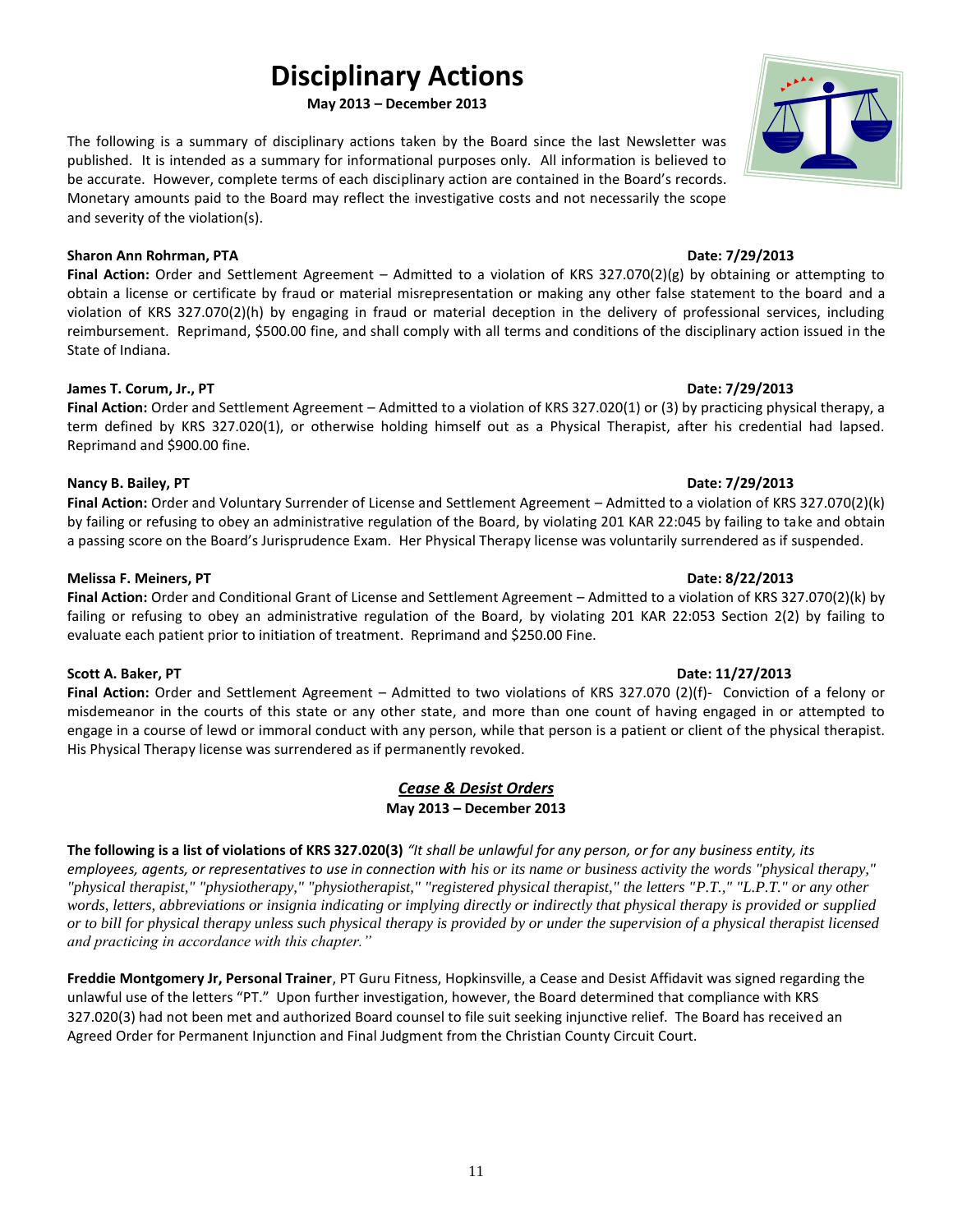# Disciplinary Actions

**May 2013 – December 2013**

The following is a summary of disciplinary actions taken by the Board since the last Newsletter was published. It is intended as a summary for informational purposes only. All information is believed to be accurate. However, complete terms of each disciplinary action are contained in the Board's records. Monetary amounts paid to the Board may reflect the investigative costs and not necessarily the scope and severity of the violation(s).

**Sharon Ann Rohrman, PTA** **Date: 7/29/2013**

**Final Action:** Order and Settlement Agreement – Admitted to a violation of KRS 327.070(2)(g) by obtaining or attempting to obtain a license or certificate by fraud or material misrepresentation or making any other false statement to the board and a violation of KRS 327.070(2)(h) by engaging in fraud or material deception in the delivery of professional services, including reimbursement. Reprimand, $500.00 fine, and shall comply with all terms and conditions of the disciplinary action issued in the State of Indiana.

**James T. Corum, Jr., PT** **Date: 7/29/2013**

**Final Action:** Order and Settlement Agreement – Admitted to a violation of KRS 327.020(1) or (3) by practicing physical therapy, a term defined by KRS 327.020(1), or otherwise holding himself out as a Physical Therapist, after his credential had lapsed. Reprimand and $900.00 fine.

**Nancy B. Bailey, PT** **Date: 7/29/2013**

**Final Action:** Order and Voluntary Surrender of License and Settlement Agreement – Admitted to a violation of KRS 327.070(2)(k) by failing or refusing to obey an administrative regulation of the Board, by violating 201 KAR 22:045 by failing to take and obtain a passing score on the Board's Jurisprudence Exam. Her Physical Therapy license was voluntarily surrendered as if suspended.

**Melissa F. Meiners, PT** **Date: 8/22/2013**

**Final Action:** Order and Conditional Grant of License and Settlement Agreement – Admitted to a violation of KRS 327.070(2)(k) by failing or refusing to obey an administrative regulation of the Board, by violating 201 KAR 22:053 Section 2(2) by failing to evaluate each patient prior to initiation of treatment. Reprimand and $250.00 Fine.

**Scott A. Baker, PT** **Date: 11/27/2013**

**Final Action:** Order and Settlement Agreement – Admitted to two violations of KRS 327.070 (2)(f)- Conviction of a felony or misdemeanor in the courts of this state or any other state, and more than one count of having engaged in or attempted to engage in a course of lewd or immoral conduct with any person, while that person is a patient or client of the physical therapist. His Physical Therapy license was surrendered as if permanently revoked.

## ***Cease & Desist Orders***

**May 2013 – December 2013**

**The following is a list of violations of KRS 327.020(3)** *"It shall be unlawful for any person, or for any business entity, its employees, agents, or representatives to use in connection with his or its name or business activity the words "physical therapy," "physical therapist," "physiotherapy," "physiotherapist," "registered physical therapist," the letters "P.T.," "L.P.T." or any other words, letters, abbreviations or insignia indicating or implying directly or indirectly that physical therapy is provided or supplied or to bill for physical therapy unless such physical therapy is provided by or under the supervision of a physical therapist licensed and practicing in accordance with this chapter."*

**Freddie Montgomery Jr, Personal Trainer**, PT Guru Fitness, Hopkinsville, a Cease and Desist Affidavit was signed regarding the unlawful use of the letters "PT." Upon further investigation, however, the Board determined that compliance with KRS 327.020(3) had not been met and authorized Board counsel to file suit seeking injunctive relief. The Board has received an Agreed Order for Permanent Injunction and Final Judgment from the Christian County Circuit Court.